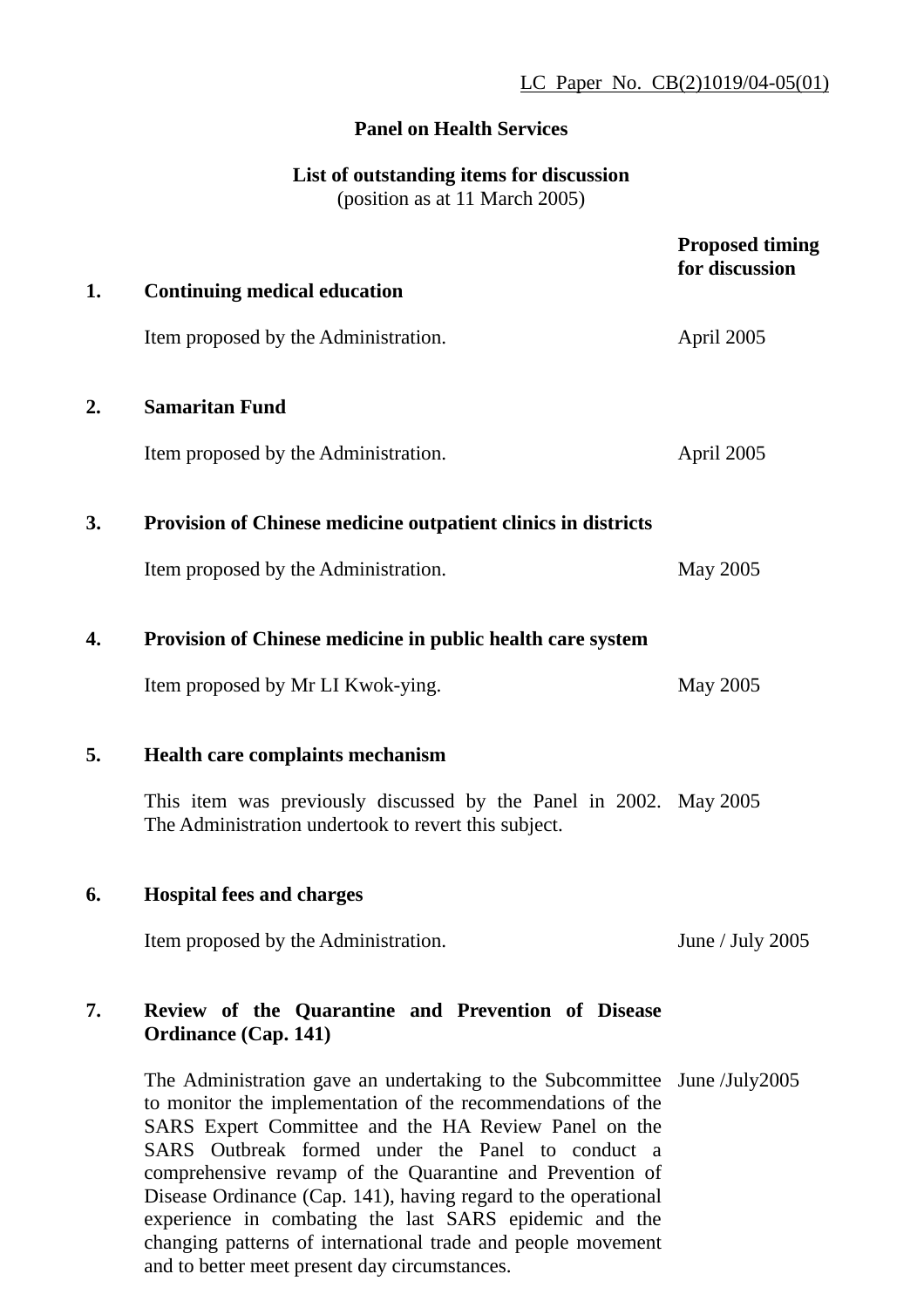LC Paper No. CB(2)1019/04-05(01)

**Panel on Health Services**

**List of outstanding items for discussion**
(position as at 11 March 2005)

| | | Proposed timing for discussion |
|---|---|---|
| **1.** | **Continuing medical education** | |
| | Item proposed by the Administration. | April 2005 |
| **2.** | **Samaritan Fund** | |
| | Item proposed by the Administration. | April 2005 |
| **3.** | **Provision of Chinese medicine outpatient clinics in districts** | |
| | Item proposed by the Administration. | May 2005 |
| **4.** | **Provision of Chinese medicine in public health care system** | |
| | Item proposed by Mr LI Kwok-ying. | May 2005 |
| **5.** | **Health care complaints mechanism** | |
| | This item was previously discussed by the Panel in 2002. The Administration undertook to revert this subject. | May 2005 |
| **6.** | **Hospital fees and charges** | |
| | Item proposed by the Administration. | June / July 2005 |
| **7.** | **Review of the Quarantine and Prevention of Disease Ordinance (Cap. 141)** | |
| | The Administration gave an undertaking to the Subcommittee to monitor the implementation of the recommendations of the SARS Expert Committee and the HA Review Panel on the SARS Outbreak formed under the Panel to conduct a comprehensive revamp of the Quarantine and Prevention of Disease Ordinance (Cap. 141), having regard to the operational experience in combating the last SARS epidemic and the changing patterns of international trade and people movement and to better meet present day circumstances. | June /July2005 |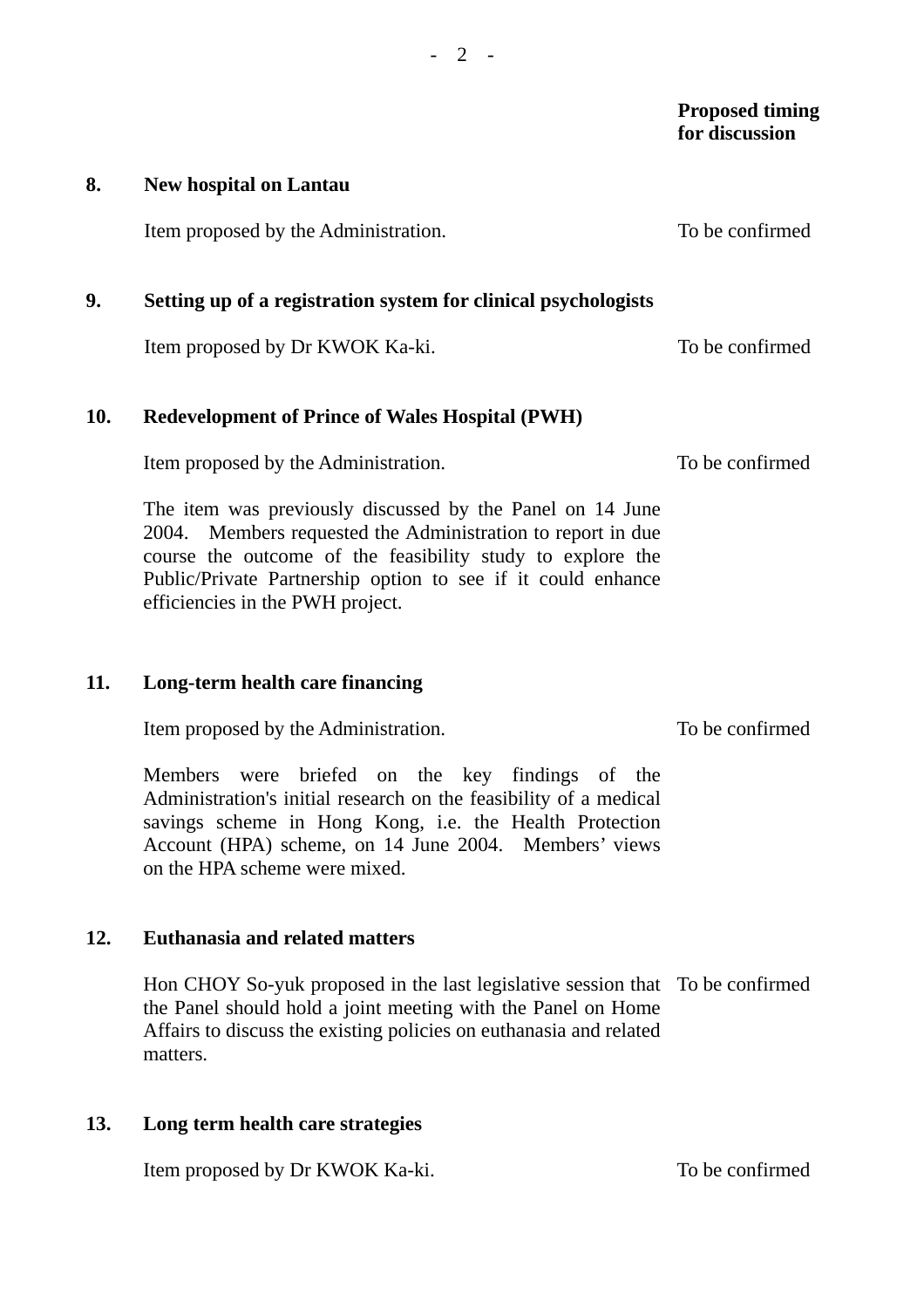| | | Proposed timing for discussion |
|---|---|---|
| **8.** | **New hospital on Lantau** | |
| | Item proposed by the Administration. | To be confirmed |
| **9.** | **Setting up of a registration system for clinical psychologists** | |
| | Item proposed by Dr KWOK Ka-ki. | To be confirmed |
| **10.** | **Redevelopment of Prince of Wales Hospital (PWH)** | |
| | Item proposed by the Administration. | To be confirmed |
| | The item was previously discussed by the Panel on 14 June 2004. Members requested the Administration to report in due course the outcome of the feasibility study to explore the Public/Private Partnership option to see if it could enhance efficiencies in the PWH project. | |
| **11.** | **Long-term health care financing** | |
| | Item proposed by the Administration. | To be confirmed |
| | Members were briefed on the key findings of the Administration's initial research on the feasibility of a medical savings scheme in Hong Kong, i.e. the Health Protection Account (HPA) scheme, on 14 June 2004. Members' views on the HPA scheme were mixed. | |
| **12.** | **Euthanasia and related matters** | |
| | Hon CHOY So-yuk proposed in the last legislative session that the Panel should hold a joint meeting with the Panel on Home Affairs to discuss the existing policies on euthanasia and related matters. | To be confirmed |
| **13.** | **Long term health care strategies** | |
| | Item proposed by Dr KWOK Ka-ki. | To be confirmed |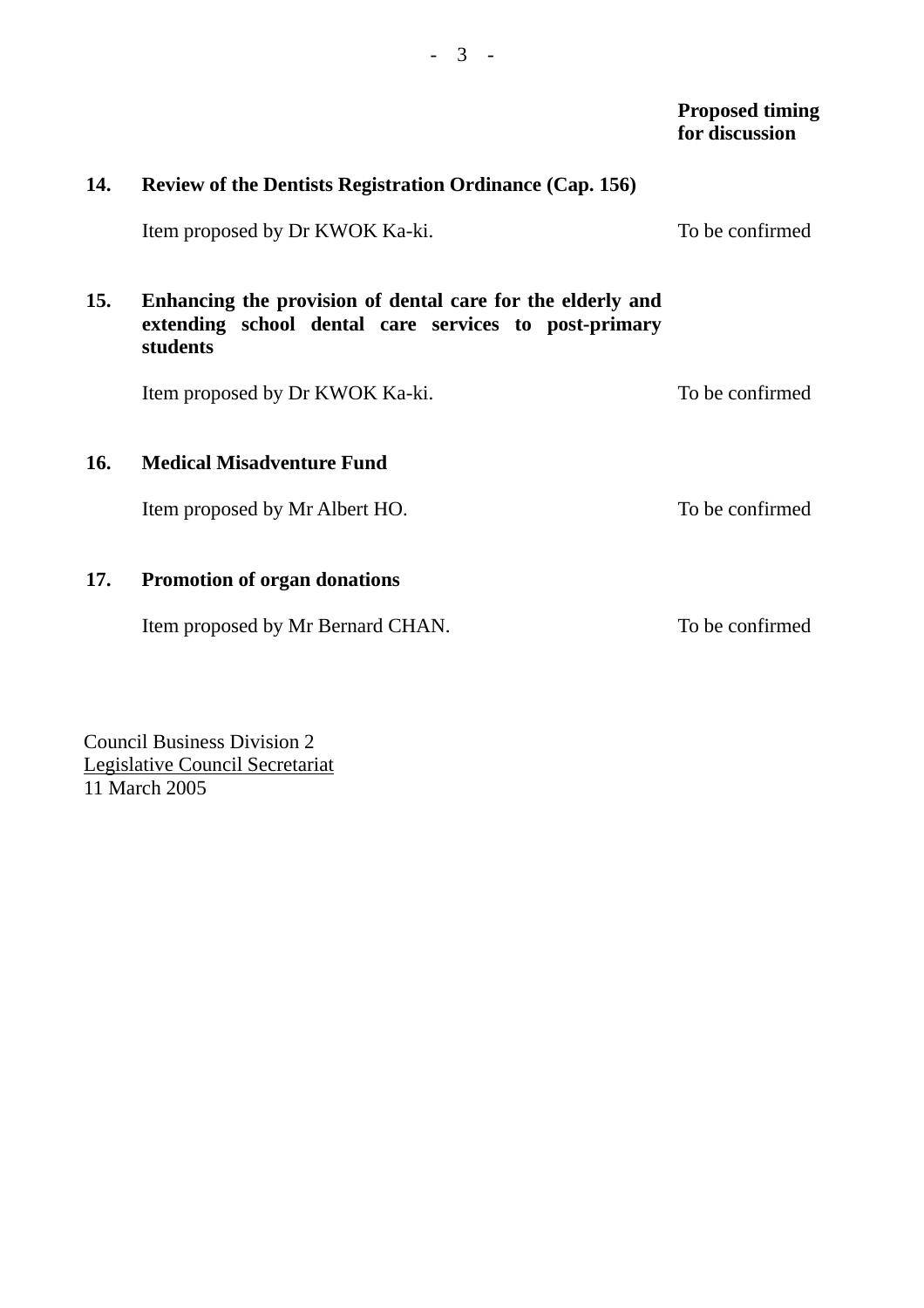**Proposed timing for discussion**

**14. Review of the Dentists Registration Ordinance (Cap. 156)**

Item proposed by Dr KWOK Ka-ki. — To be confirmed

**15. Enhancing the provision of dental care for the elderly and extending school dental care services to post-primary students**

Item proposed by Dr KWOK Ka-ki. — To be confirmed

**16. Medical Misadventure Fund**

Item proposed by Mr Albert HO. — To be confirmed

**17. Promotion of organ donations**

Item proposed by Mr Bernard CHAN. — To be confirmed

Council Business Division 2
Legislative Council Secretariat
11 March 2005